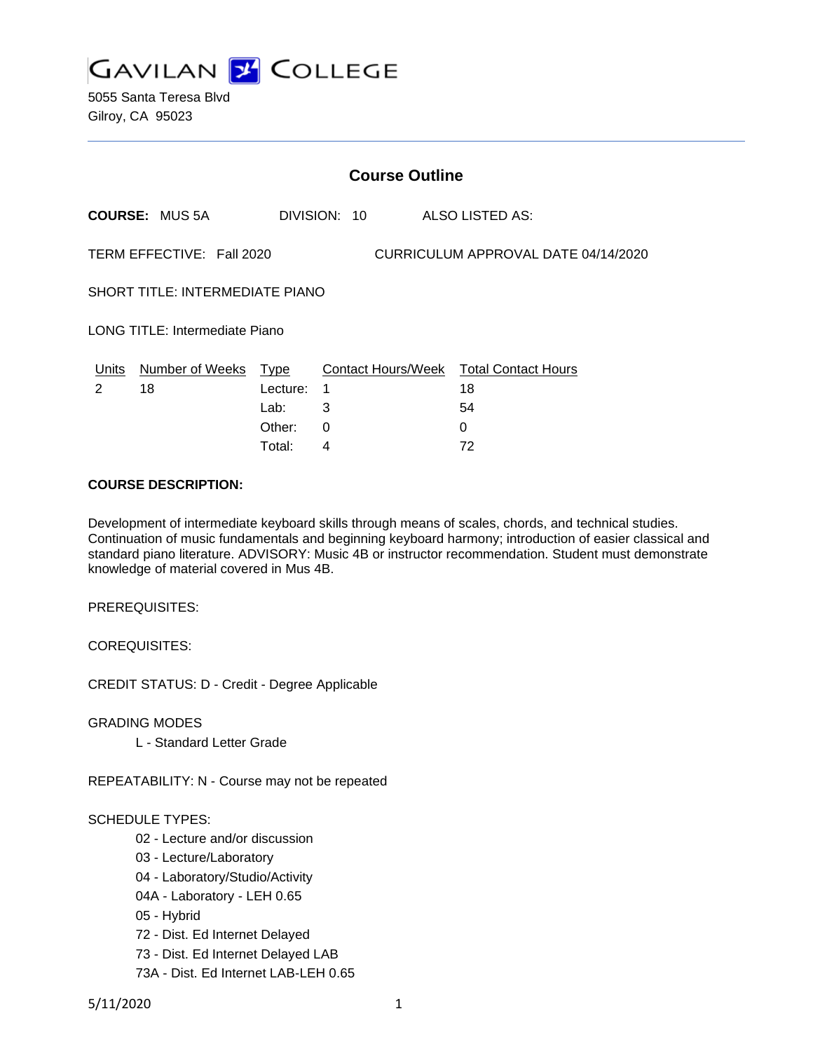# GAVILAN COLLEGE

5055 Santa Teresa Blvd
Gilroy, CA 95023

## Course Outline

**COURSE:** MUS 5A    DIVISION: 10    ALSO LISTED AS:

TERM EFFECTIVE: Fall 2020    CURRICULUM APPROVAL DATE 04/14/2020

SHORT TITLE: INTERMEDIATE PIANO

LONG TITLE: Intermediate Piano

| Units | Number of Weeks | Type | Contact Hours/Week | Total Contact Hours |
|---|---|---|---|---|
| 2 | 18 | Lecture: | 1 | 18 |
| | | Lab: | 3 | 54 |
| | | Other: | 0 | 0 |
| | | Total: | 4 | 72 |

**COURSE DESCRIPTION:**

Development of intermediate keyboard skills through means of scales, chords, and technical studies. Continuation of music fundamentals and beginning keyboard harmony; introduction of easier classical and standard piano literature. ADVISORY: Music 4B or instructor recommendation. Student must demonstrate knowledge of material covered in Mus 4B.

PREREQUISITES:

COREQUISITES:

CREDIT STATUS: D - Credit - Degree Applicable

GRADING MODES

- L - Standard Letter Grade

REPEATABILITY: N - Course may not be repeated

SCHEDULE TYPES:

- 02 - Lecture and/or discussion
- 03 - Lecture/Laboratory
- 04 - Laboratory/Studio/Activity
- 04A - Laboratory - LEH 0.65
- 05 - Hybrid
- 72 - Dist. Ed Internet Delayed
- 73 - Dist. Ed Internet Delayed LAB
- 73A - Dist. Ed Internet LAB-LEH 0.65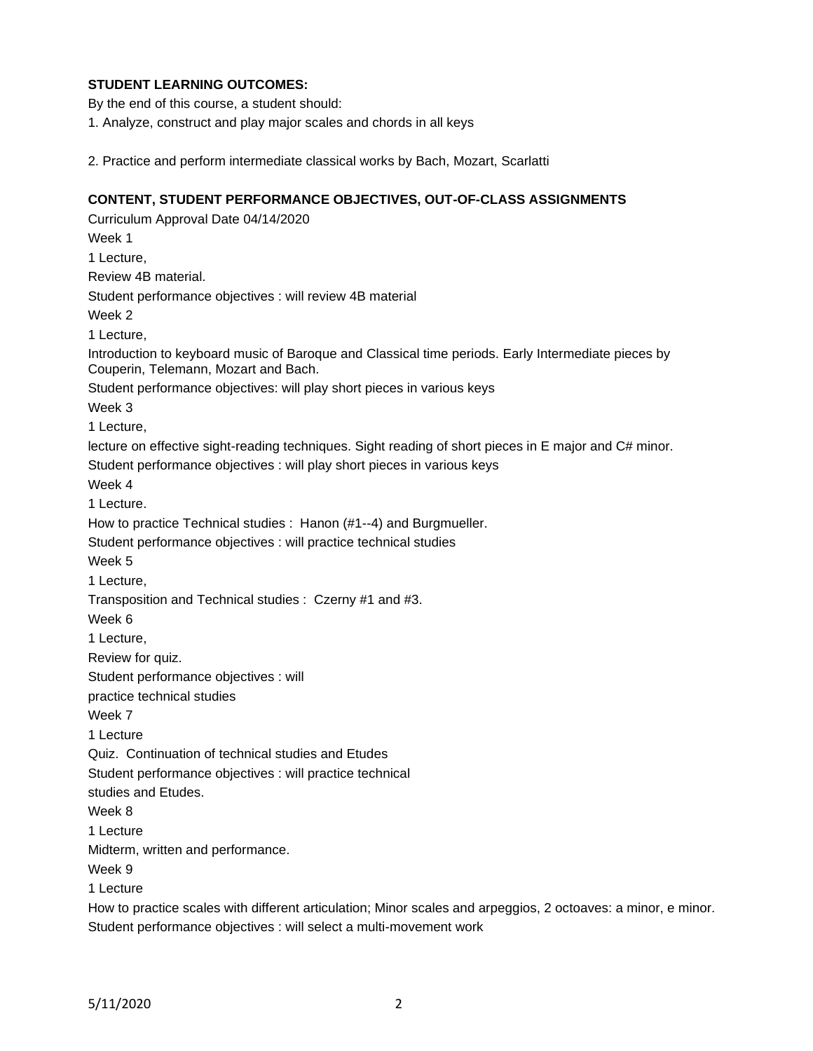**STUDENT LEARNING OUTCOMES:**

By the end of this course, a student should:

1. Analyze, construct and play major scales and chords in all keys

2. Practice and perform intermediate classical works by Bach, Mozart, Scarlatti

**CONTENT, STUDENT PERFORMANCE OBJECTIVES, OUT-OF-CLASS ASSIGNMENTS**

Curriculum Approval Date 04/14/2020

Week 1

1 Lecture,

Review 4B material.

Student performance objectives : will review 4B material

Week 2

1 Lecture,

Introduction to keyboard music of Baroque and Classical time periods. Early Intermediate pieces by Couperin, Telemann, Mozart and Bach.

Student performance objectives: will play short pieces in various keys

Week 3

1 Lecture,

lecture on effective sight-reading techniques. Sight reading of short pieces in E major and C# minor.

Student performance objectives : will play short pieces in various keys

Week 4

1 Lecture.

How to practice Technical studies : Hanon (#1--4) and Burgmueller.

Student performance objectives : will practice technical studies

Week 5

1 Lecture,

Transposition and Technical studies : Czerny #1 and #3.

Week 6

1 Lecture,

Review for quiz.

Student performance objectives : will

practice technical studies

Week 7

1 Lecture

Quiz. Continuation of technical studies and Etudes

Student performance objectives : will practice technical

studies and Etudes.

Week 8

1 Lecture

Midterm, written and performance.

Week 9

1 Lecture

How to practice scales with different articulation; Minor scales and arpeggios, 2 octoaves: a minor, e minor.

Student performance objectives : will select a multi-movement work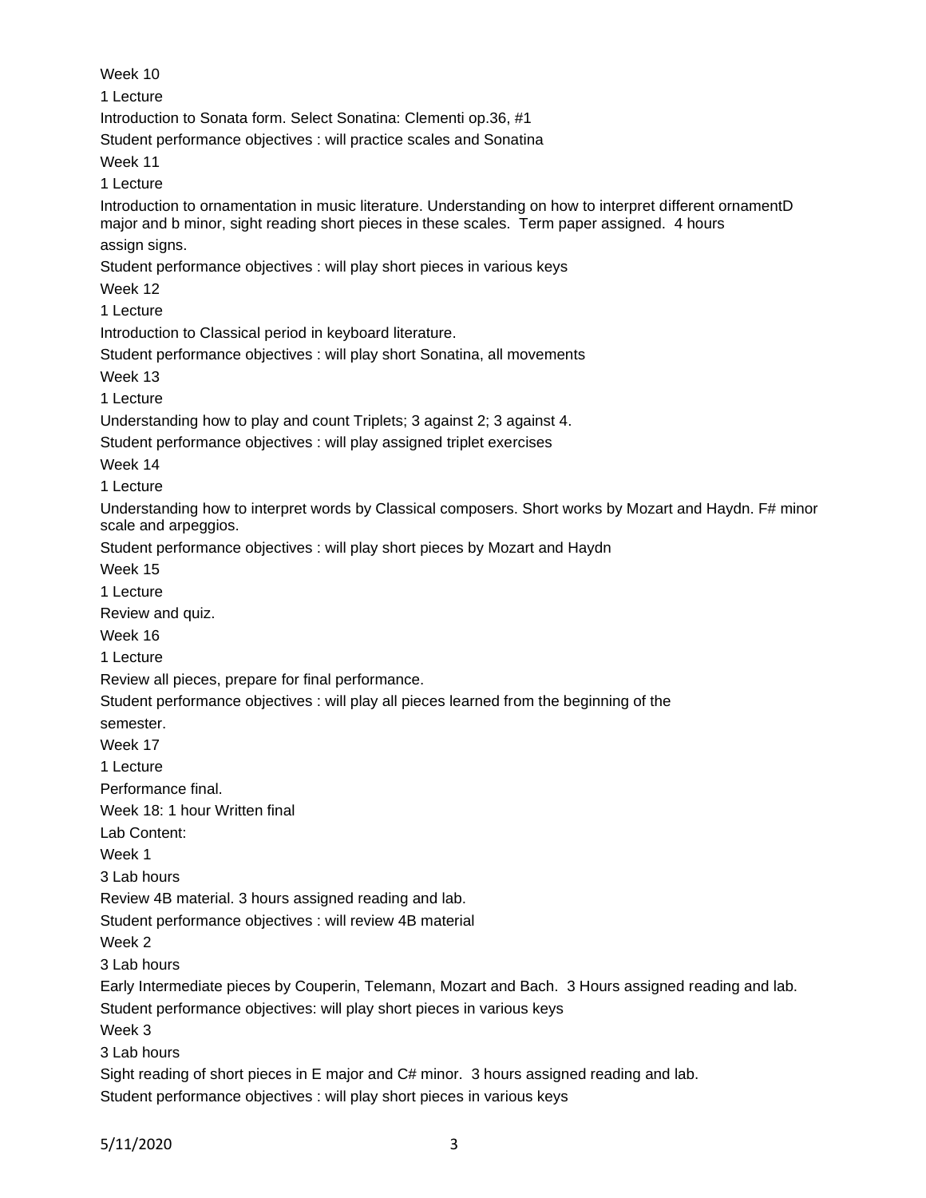Week 10

1 Lecture

Introduction to Sonata form. Select Sonatina: Clementi op.36, #1

Student performance objectives : will practice scales and Sonatina

Week 11

1 Lecture

Introduction to ornamentation in music literature. Understanding on how to interpret different ornamentD major and b minor, sight reading short pieces in these scales. Term paper assigned. 4 hours assign signs.

Student performance objectives : will play short pieces in various keys

Week 12

1 Lecture

Introduction to Classical period in keyboard literature.

Student performance objectives : will play short Sonatina, all movements

Week 13

1 Lecture

Understanding how to play and count Triplets; 3 against 2; 3 against 4.

Student performance objectives : will play assigned triplet exercises

Week 14

1 Lecture

Understanding how to interpret words by Classical composers. Short works by Mozart and Haydn. F# minor scale and arpeggios.

Student performance objectives : will play short pieces by Mozart and Haydn

Week 15

1 Lecture

Review and quiz.

Week 16

1 Lecture

Review all pieces, prepare for final performance.

Student performance objectives : will play all pieces learned from the beginning of the semester.

Week 17

1 Lecture

Performance final.

Week 18: 1 hour Written final

Lab Content:

Week 1

3 Lab hours

Review 4B material. 3 hours assigned reading and lab.

Student performance objectives : will review 4B material

Week 2

3 Lab hours

Early Intermediate pieces by Couperin, Telemann, Mozart and Bach. 3 Hours assigned reading and lab.

Student performance objectives: will play short pieces in various keys

Week 3

3 Lab hours

Sight reading of short pieces in E major and C# minor. 3 hours assigned reading and lab.

Student performance objectives : will play short pieces in various keys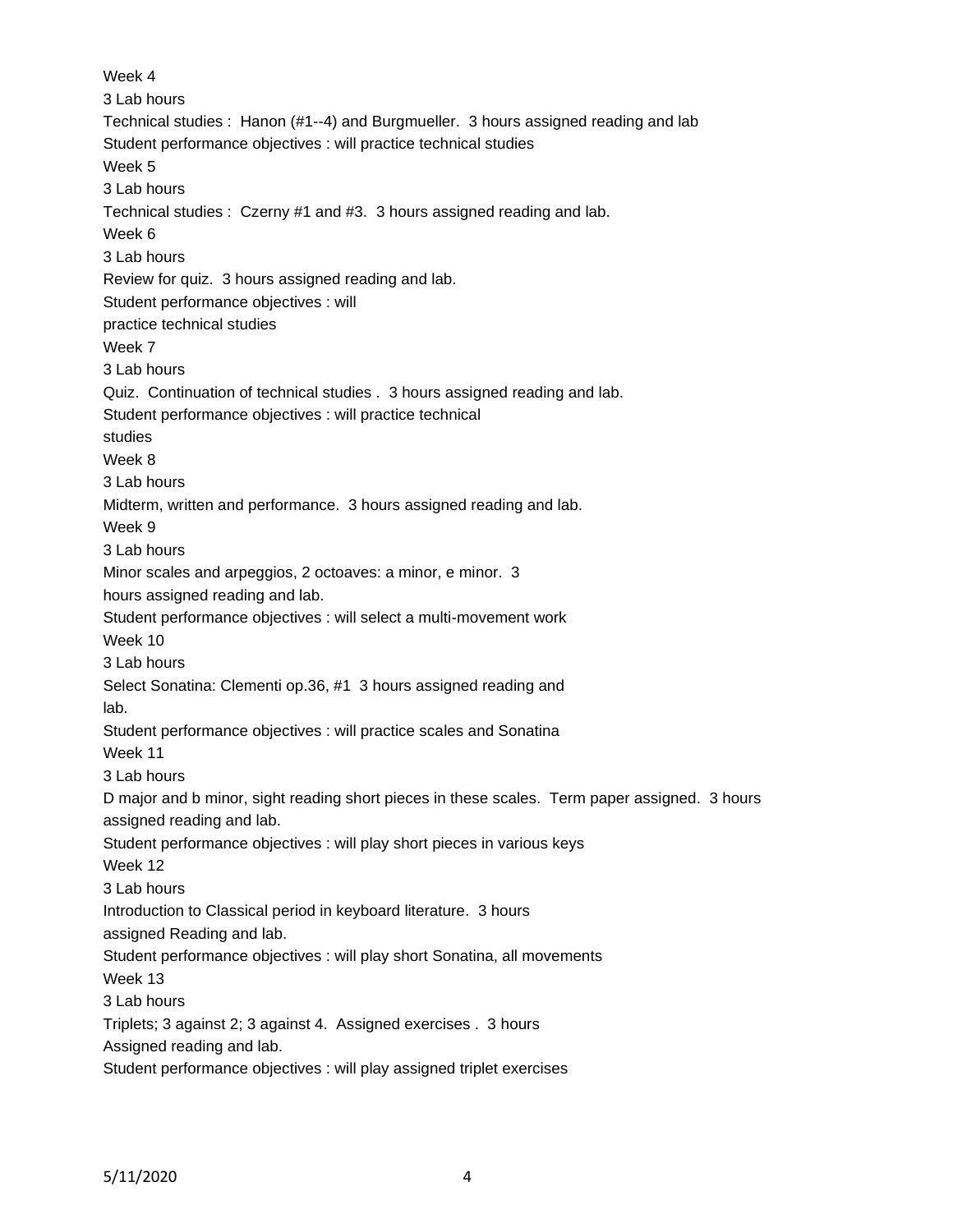Week 4

3 Lab hours

Technical studies : Hanon (#1--4) and Burgmueller. 3 hours assigned reading and lab

Student performance objectives : will practice technical studies

Week 5

3 Lab hours

Technical studies : Czerny #1 and #3. 3 hours assigned reading and lab.

Week 6

3 Lab hours

Review for quiz. 3 hours assigned reading and lab.

Student performance objectives : will practice technical studies

Week 7

3 Lab hours

Quiz. Continuation of technical studies . 3 hours assigned reading and lab.

Student performance objectives : will practice technical studies

Week 8

3 Lab hours

Midterm, written and performance. 3 hours assigned reading and lab.

Week 9

3 Lab hours

Minor scales and arpeggios, 2 octoaves: a minor, e minor. 3 hours assigned reading and lab.

Student performance objectives : will select a multi-movement work

Week 10

3 Lab hours

Select Sonatina: Clementi op.36, #1 3 hours assigned reading and lab.

Student performance objectives : will practice scales and Sonatina

Week 11

3 Lab hours

D major and b minor, sight reading short pieces in these scales. Term paper assigned. 3 hours assigned reading and lab.

Student performance objectives : will play short pieces in various keys

Week 12

3 Lab hours

Introduction to Classical period in keyboard literature. 3 hours assigned Reading and lab.

Student performance objectives : will play short Sonatina, all movements

Week 13

3 Lab hours

Triplets; 3 against 2; 3 against 4. Assigned exercises . 3 hours Assigned reading and lab.

Student performance objectives : will play assigned triplet exercises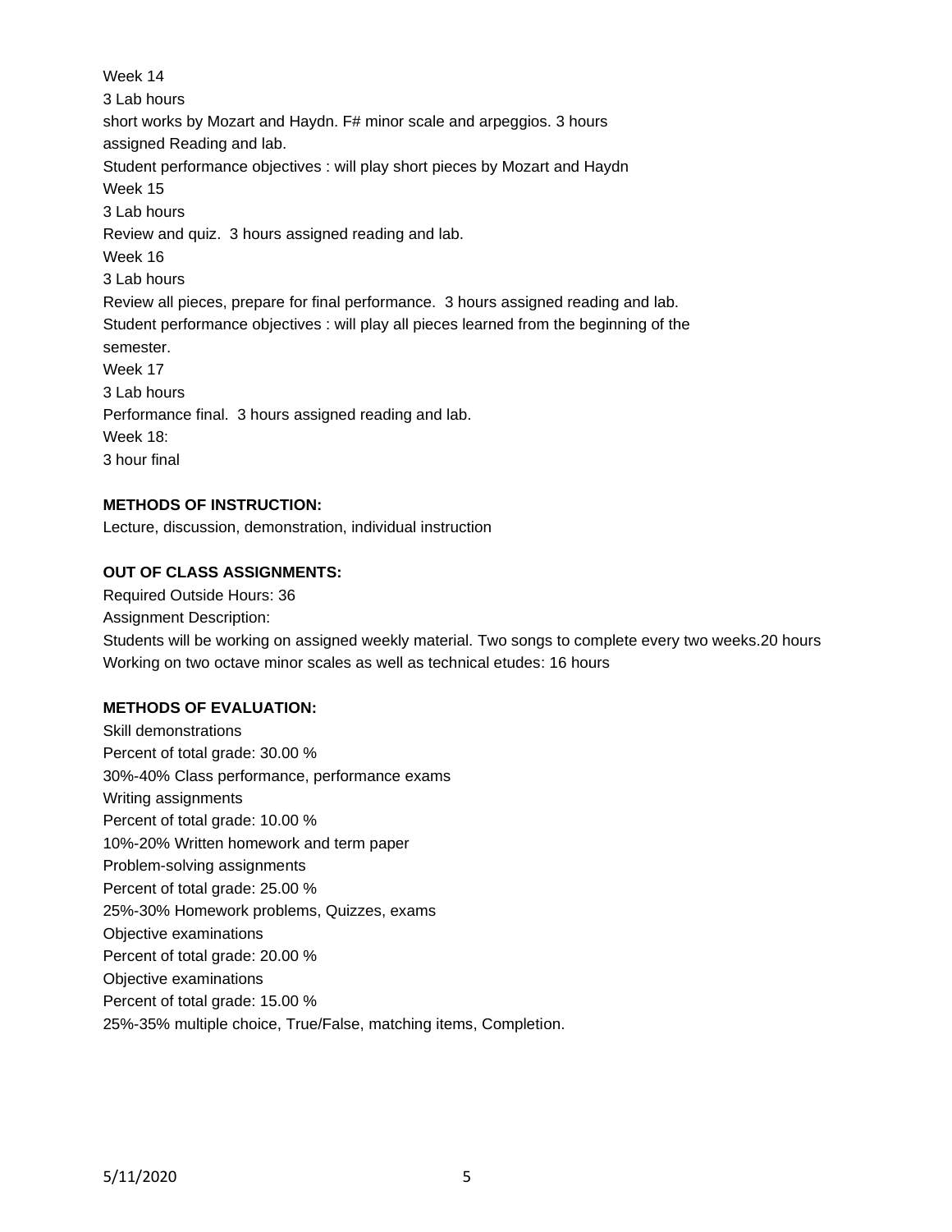Week 14

3 Lab hours

short works by Mozart and Haydn. F# minor scale and arpeggios. 3 hours assigned Reading and lab.

Student performance objectives : will play short pieces by Mozart and Haydn

Week 15

3 Lab hours

Review and quiz. 3 hours assigned reading and lab.

Week 16

3 Lab hours

Review all pieces, prepare for final performance. 3 hours assigned reading and lab.

Student performance objectives : will play all pieces learned from the beginning of the semester.

Week 17

3 Lab hours

Performance final. 3 hours assigned reading and lab.

Week 18:

3 hour final

**METHODS OF INSTRUCTION:**

Lecture, discussion, demonstration, individual instruction

**OUT OF CLASS ASSIGNMENTS:**

Required Outside Hours: 36

Assignment Description:

Students will be working on assigned weekly material. Two songs to complete every two weeks.20 hours

Working on two octave minor scales as well as technical etudes: 16 hours

**METHODS OF EVALUATION:**

Skill demonstrations

Percent of total grade: 30.00 %

30%-40% Class performance, performance exams

Writing assignments

Percent of total grade: 10.00 %

10%-20% Written homework and term paper

Problem-solving assignments

Percent of total grade: 25.00 %

25%-30% Homework problems, Quizzes, exams

Objective examinations

Percent of total grade: 20.00 %

Objective examinations

Percent of total grade: 15.00 %

25%-35% multiple choice, True/False, matching items, Completion.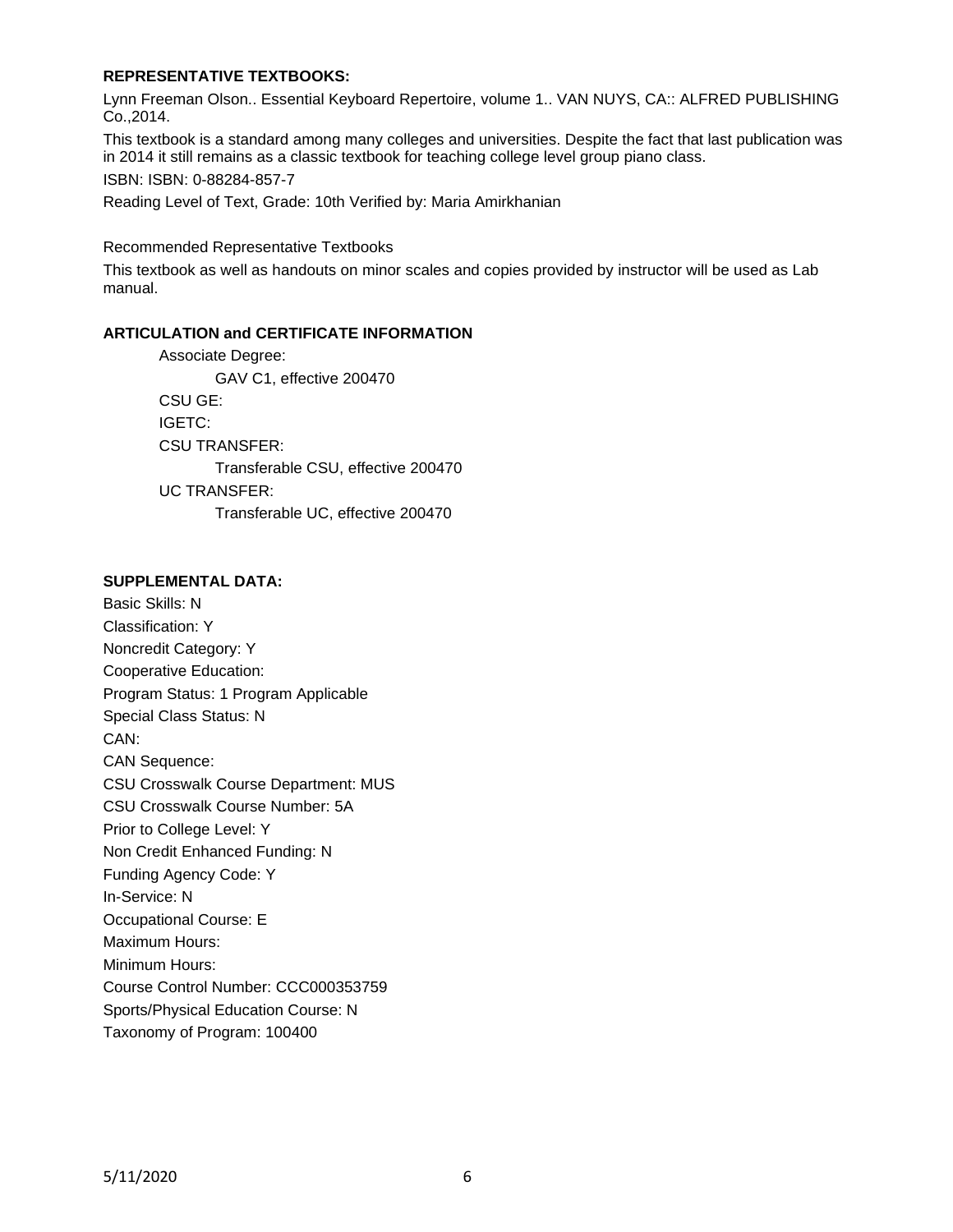**REPRESENTATIVE TEXTBOOKS:**

Lynn Freeman Olson.. Essential Keyboard Repertoire, volume 1.. VAN NUYS, CA:: ALFRED PUBLISHING Co.,2014.

This textbook is a standard among many colleges and universities. Despite the fact that last publication was in 2014 it still remains as a classic textbook for teaching college level group piano class.

ISBN: ISBN: 0-88284-857-7

Reading Level of Text, Grade: 10th Verified by: Maria Amirkhanian

Recommended Representative Textbooks

This textbook as well as handouts on minor scales and copies provided by instructor will be used as Lab manual.

**ARTICULATION and CERTIFICATE INFORMATION**

Associate Degree:
GAV C1, effective 200470

CSU GE:

IGETC:

CSU TRANSFER:
Transferable CSU, effective 200470

UC TRANSFER:
Transferable UC, effective 200470

**SUPPLEMENTAL DATA:**

Basic Skills: N
Classification: Y
Noncredit Category: Y
Cooperative Education:
Program Status: 1 Program Applicable
Special Class Status: N
CAN:
CAN Sequence:
CSU Crosswalk Course Department: MUS
CSU Crosswalk Course Number: 5A
Prior to College Level: Y
Non Credit Enhanced Funding: N
Funding Agency Code: Y
In-Service: N
Occupational Course: E
Maximum Hours:
Minimum Hours:
Course Control Number: CCC000353759
Sports/Physical Education Course: N
Taxonomy of Program: 100400